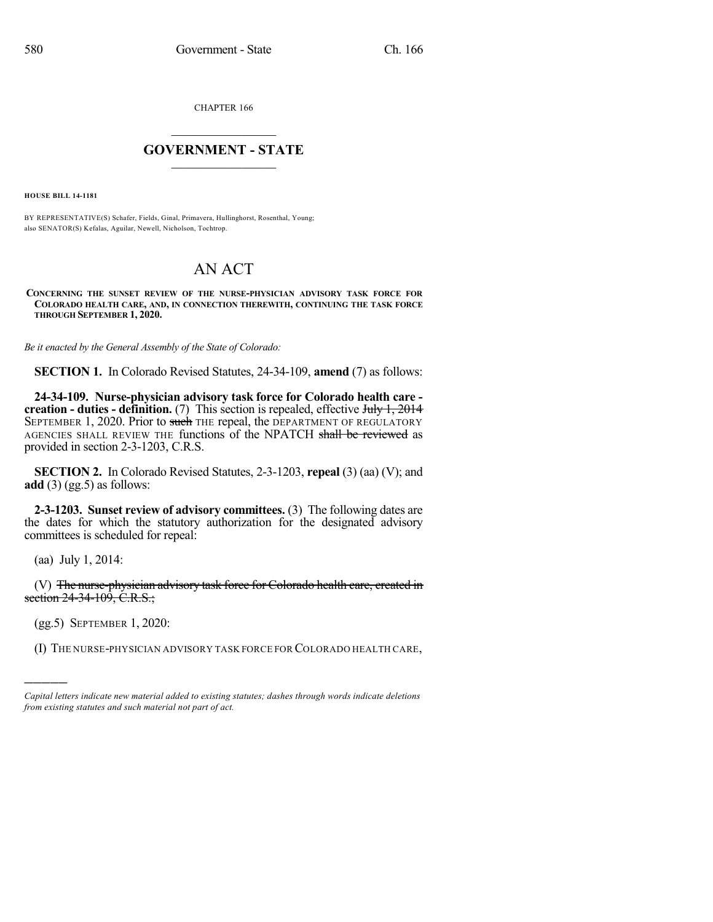CHAPTER 166

# GOVERNMENT - STATE

**HOUSE BILL 14-1181**

BY REPRESENTATIVE(S) Schafer, Fields, Ginal, Primavera, Hullinghorst, Rosenthal, Young; also SENATOR(S) Kefalas, Aguilar, Newell, Nicholson, Tochtrop.

# AN ACT

**CONCERNING THE SUNSET REVIEW OF THE NURSE-PHYSICIAN ADVISORY TASK FORCE FOR COLORADO HEALTH CARE, AND, IN CONNECTION THEREWITH, CONTINUING THE TASK FORCE THROUGH SEPTEMBER 1, 2020.**

*Be it enacted by the General Assembly of the State of Colorado:*

**SECTION 1.** In Colorado Revised Statutes, 24-34-109, **amend** (7) as follows:

**24-34-109. Nurse-physician advisory task force for Colorado health care - creation - duties - definition.** (7) This section is repealed, effective ~~July 1, 2014~~ SEPTEMBER 1, 2020. Prior to ~~such~~ THE repeal, the DEPARTMENT OF REGULATORY AGENCIES SHALL REVIEW THE functions of the NPATCH ~~shall be reviewed~~ as provided in section 2-3-1203, C.R.S.

**SECTION 2.** In Colorado Revised Statutes, 2-3-1203, **repeal** (3) (aa) (V); and **add** (3) (gg.5) as follows:

**2-3-1203. Sunset review of advisory committees.** (3) The following dates are the dates for which the statutory authorization for the designated advisory committees is scheduled for repeal:

(aa) July 1, 2014:

(V) ~~The nurse-physician advisory task force for Colorado health care, created in section 24-34-109, C.R.S.;~~

(gg.5) SEPTEMBER 1, 2020:

(I) THE NURSE-PHYSICIAN ADVISORY TASK FORCE FOR COLORADO HEALTH CARE,

---

*Capital letters indicate new material added to existing statutes; dashes through words indicate deletions from existing statutes and such material not part of act.*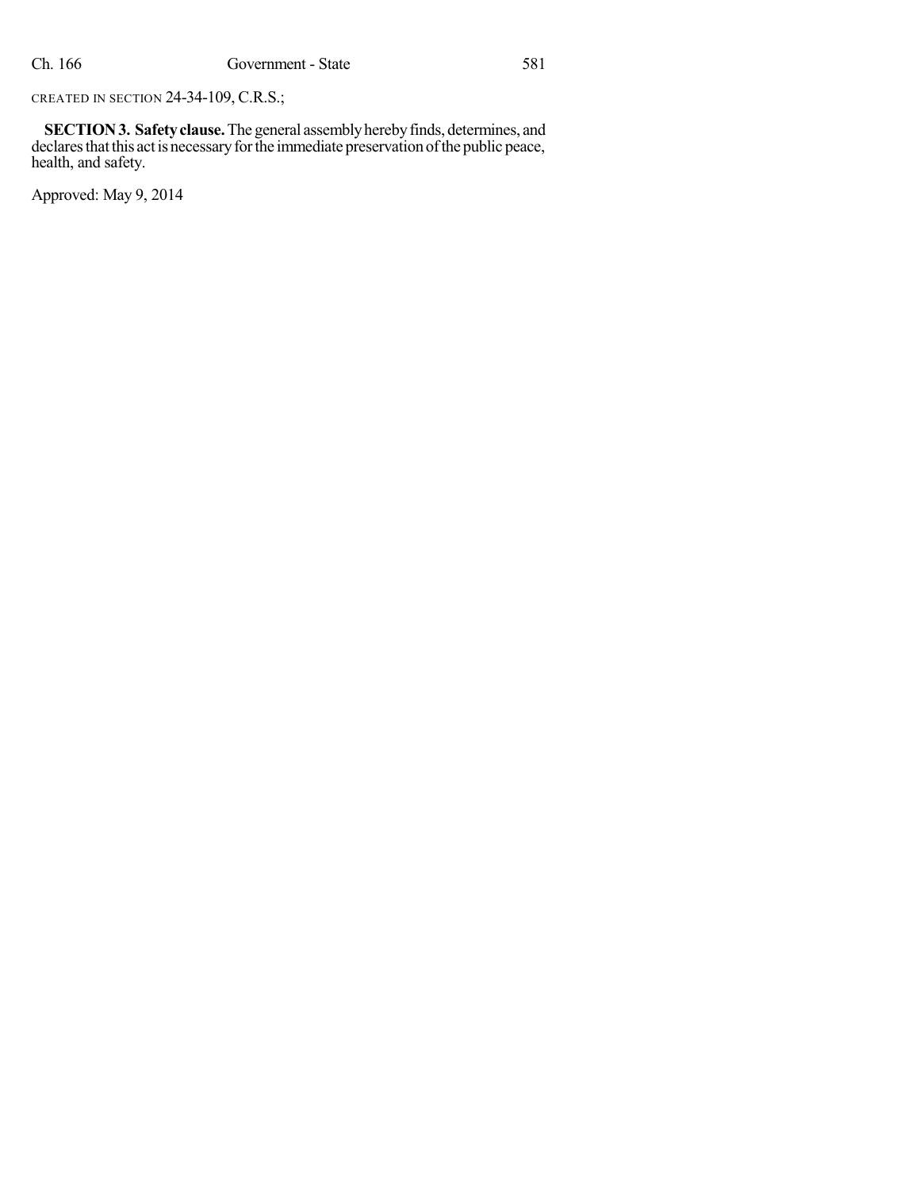CREATED IN SECTION 24-34-109, C.R.S.;

**SECTION 3. Safety clause.** The general assembly hereby finds, determines, and declares that this act is necessary for the immediate preservation of the public peace, health, and safety.

Approved: May 9, 2014